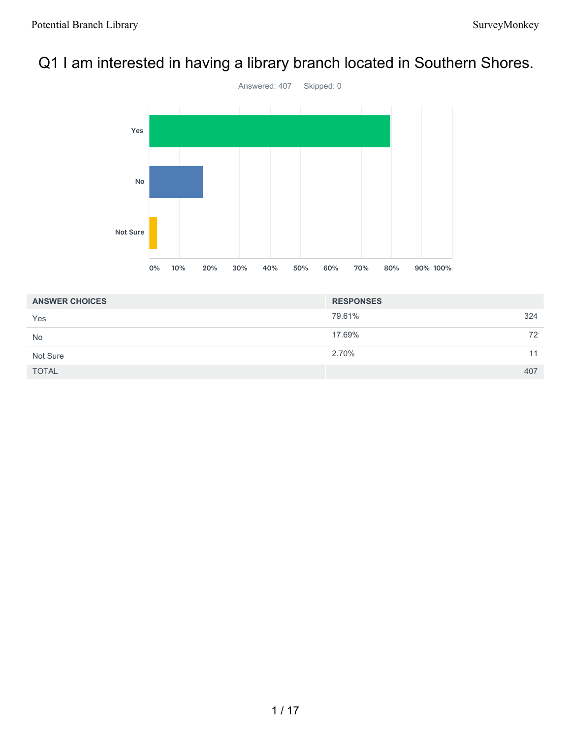# Q1 I am interested in having a library branch located in Southern Shores.

Answered: 407    Skipped: 0

| ANSWER CHOICES | RESPONSES | |
|---|---|---|
| Yes | 79.61% | 324 |
| No | 17.69% | 72 |
| Not Sure | 2.70% | 11 |
| TOTAL | | 407 |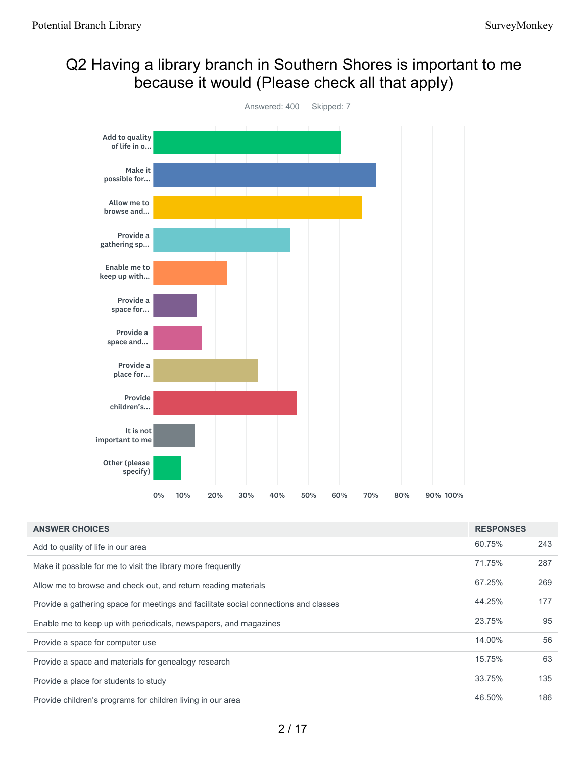## Q2 Having a library branch in Southern Shores is important to me because it would (Please check all that apply)

Answered: 400 Skipped: 7

| ANSWER CHOICES | RESPONSES | |
|---|---|---|
| Add to quality of life in our area | 60.75% | 243 |
| Make it possible for me to visit the library more frequently | 71.75% | 287 |
| Allow me to browse and check out, and return reading materials | 67.25% | 269 |
| Provide a gathering space for meetings and facilitate social connections and classes | 44.25% | 177 |
| Enable me to keep up with periodicals, newspapers, and magazines | 23.75% | 95 |
| Provide a space for computer use | 14.00% | 56 |
| Provide a space and materials for genealogy research | 15.75% | 63 |
| Provide a place for students to study | 33.75% | 135 |
| Provide children’s programs for children living in our area | 46.50% | 186 |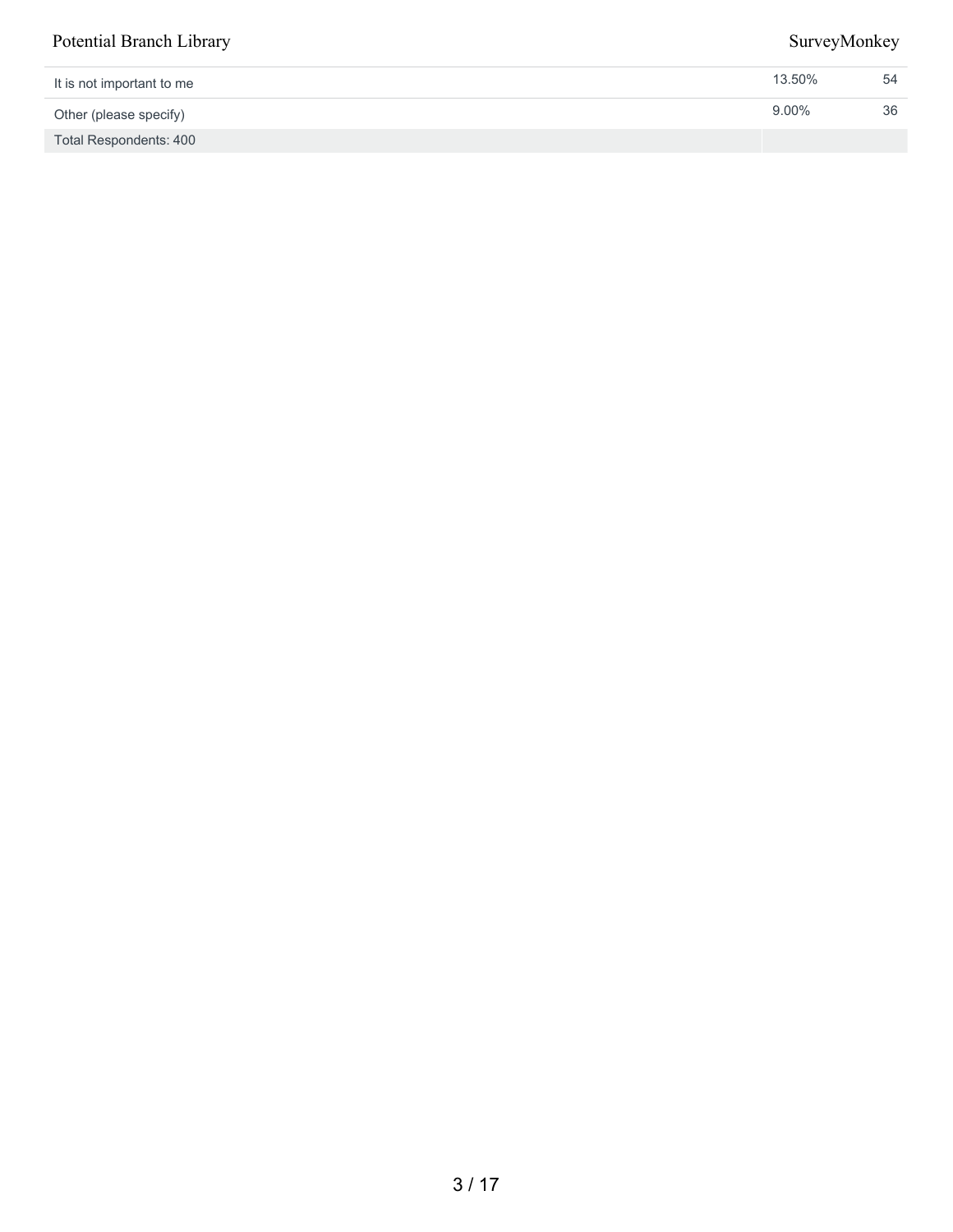| | | |
|---|---|---|
| It is not important to me | 13.50% | 54 |
| Other (please specify) | 9.00% | 36 |
| Total Respondents: 400 | | |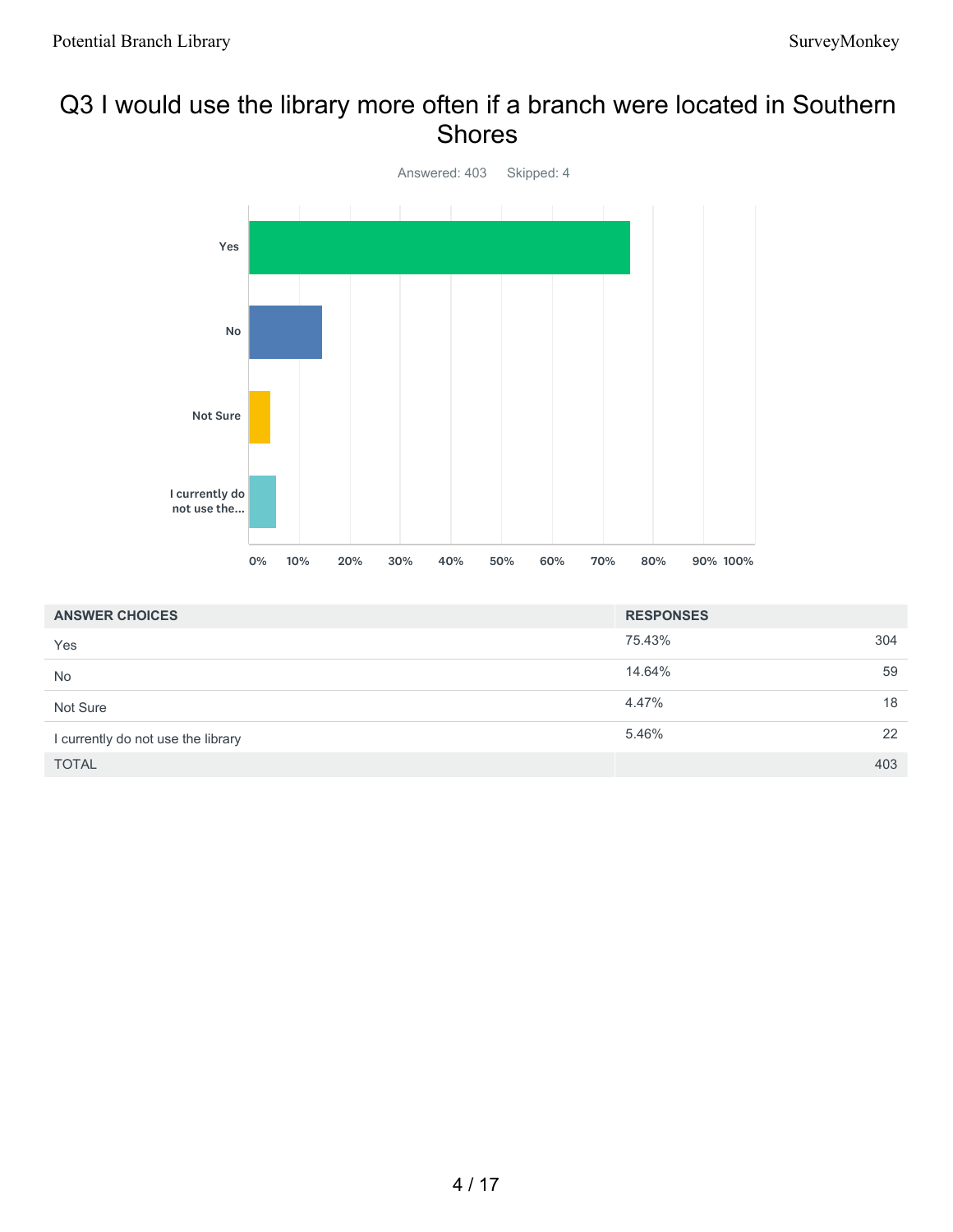# Q3 I would use the library more often if a branch were located in Southern Shores

Answered: 403 Skipped: 4

| ANSWER CHOICES | RESPONSES | |
|---|---|---|
| Yes | 75.43% | 304 |
| No | 14.64% | 59 |
| Not Sure | 4.47% | 18 |
| I currently do not use the library | 5.46% | 22 |
| TOTAL | | 403 |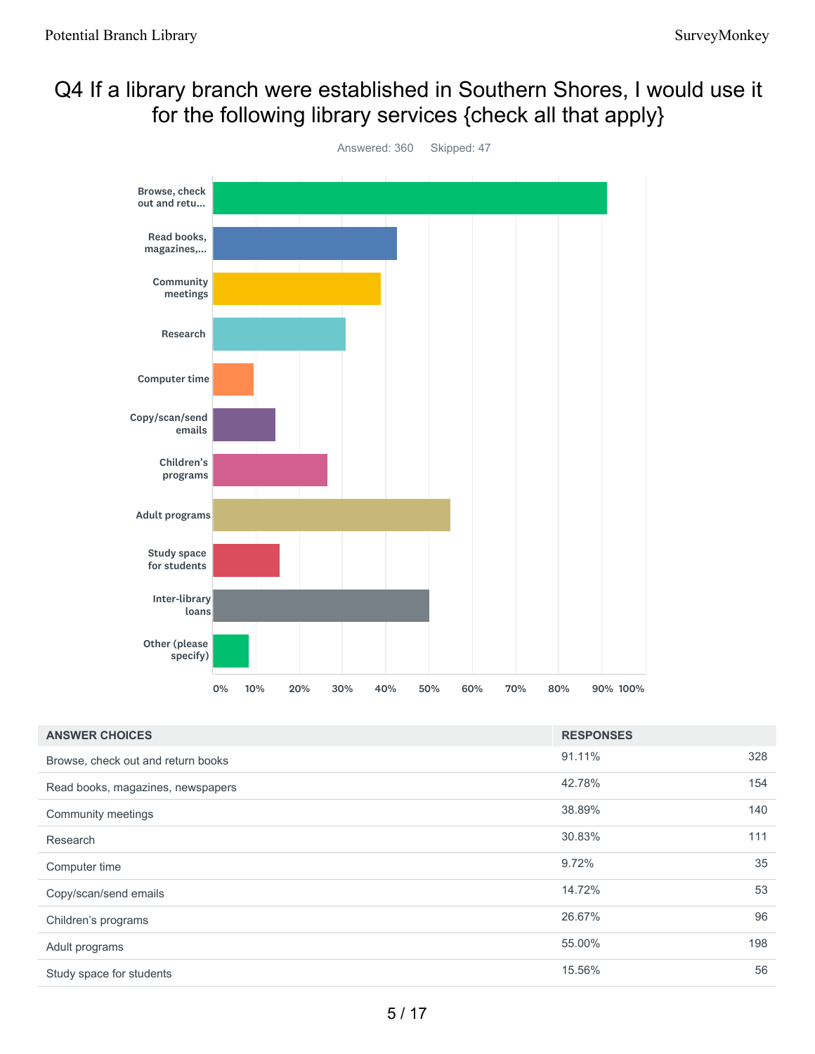# Q4 If a library branch were established in Southern Shores, I would use it for the following library services {check all that apply}

Answered: 360 Skipped: 47

| ANSWER CHOICES | RESPONSES | |
|---|---|---|
| Browse, check out and return books | 91.11% | 328 |
| Read books, magazines, newspapers | 42.78% | 154 |
| Community meetings | 38.89% | 140 |
| Research | 30.83% | 111 |
| Computer time | 9.72% | 35 |
| Copy/scan/send emails | 14.72% | 53 |
| Children's programs | 26.67% | 96 |
| Adult programs | 55.00% | 198 |
| Study space for students | 15.56% | 56 |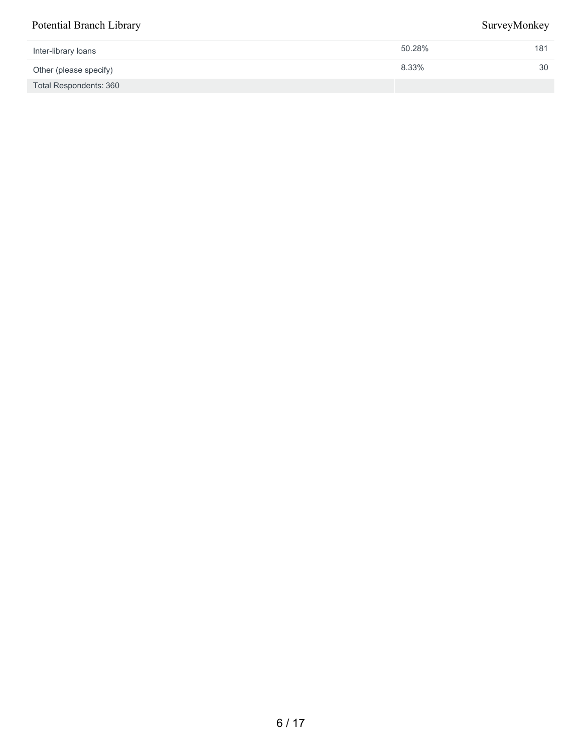| | | |
|---|---|---|
| Inter-library loans | 50.28% | 181 |
| Other (please specify) | 8.33% | 30 |
| Total Respondents: 360 | | |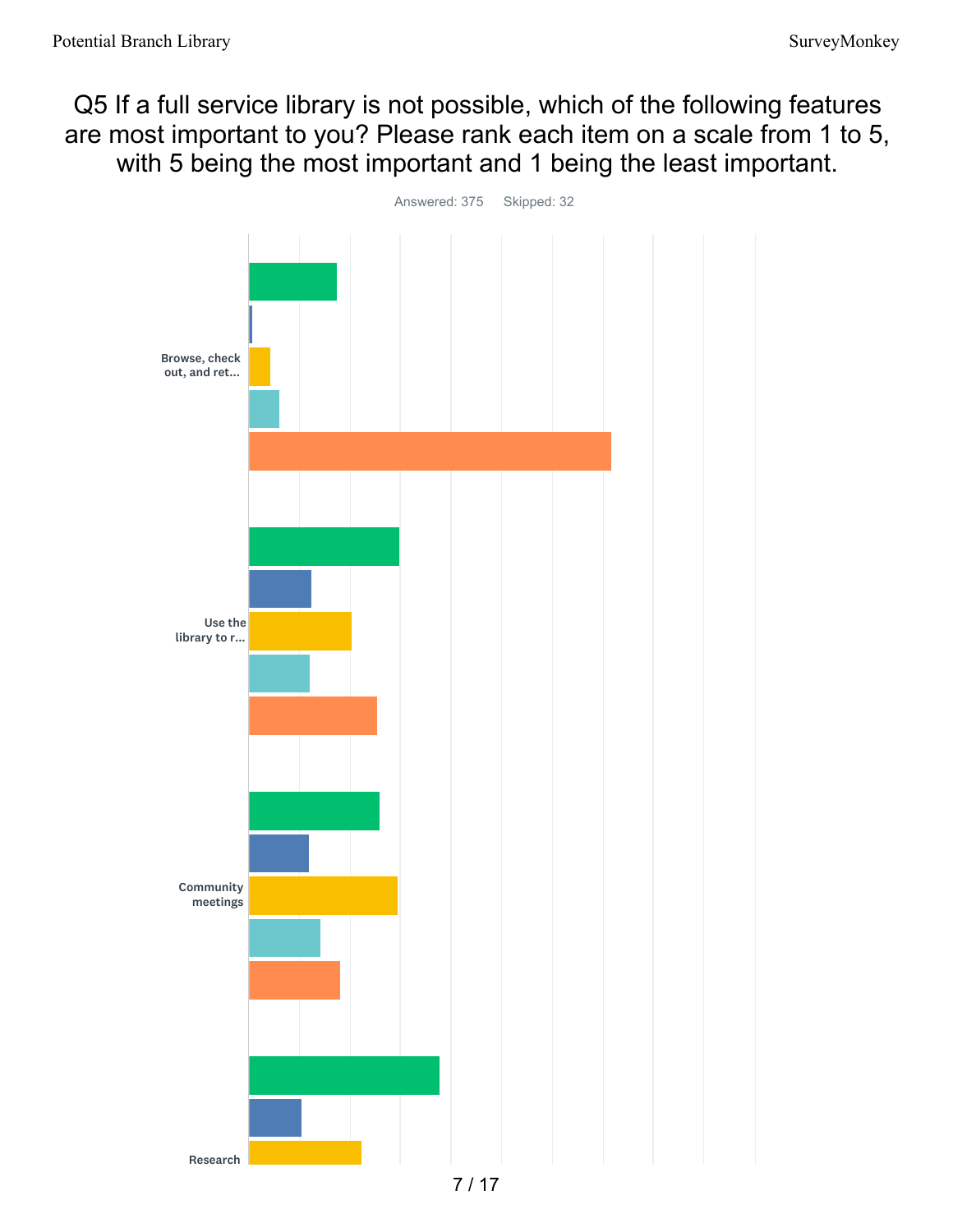# Q5 If a full service library is not possible, which of the following features are most important to you? Please rank each item on a scale from 1 to 5, with 5 being the most important and 1 being the least important.

Answered: 375    Skipped: 32

Browse, check out, and ret...

Use the library to r...

Community meetings

Research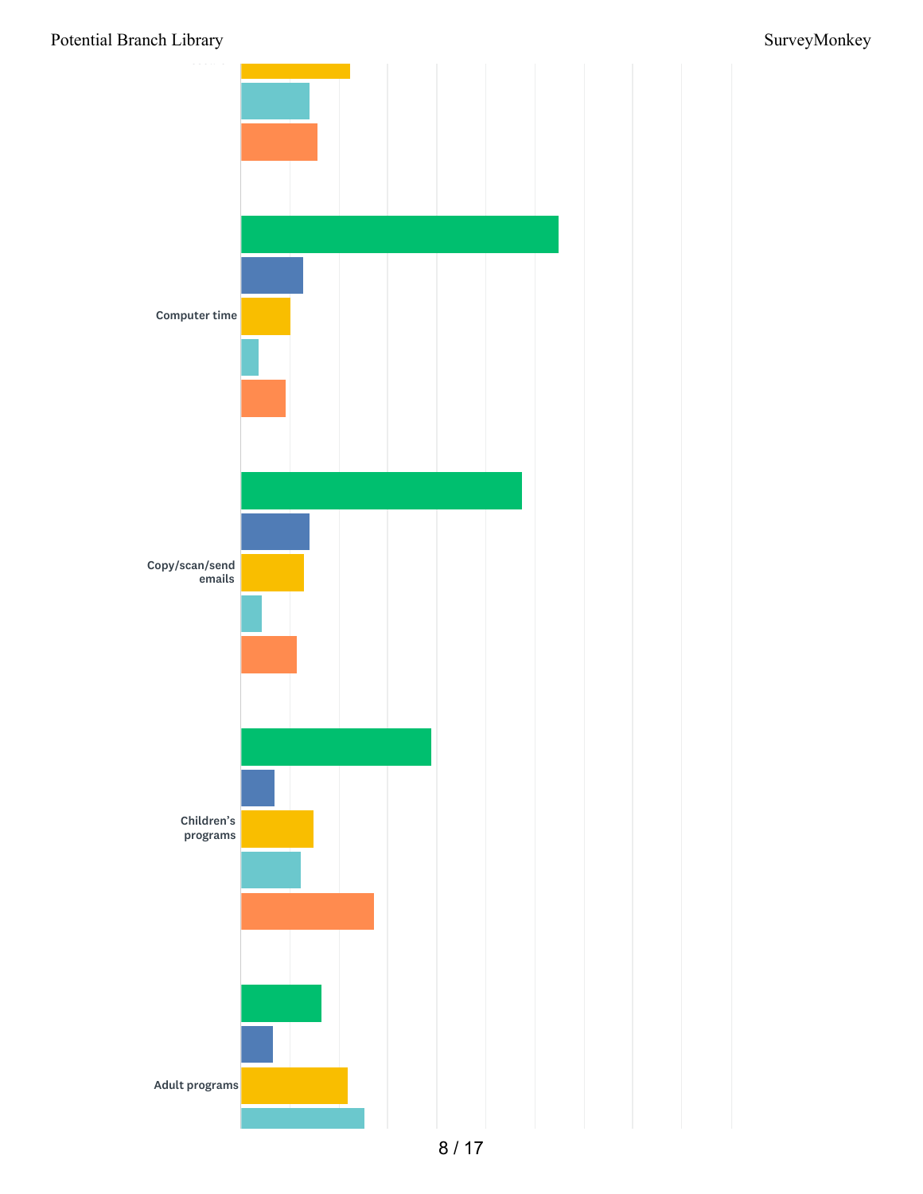Computer time

Copy/scan/send emails

Children's programs

Adult programs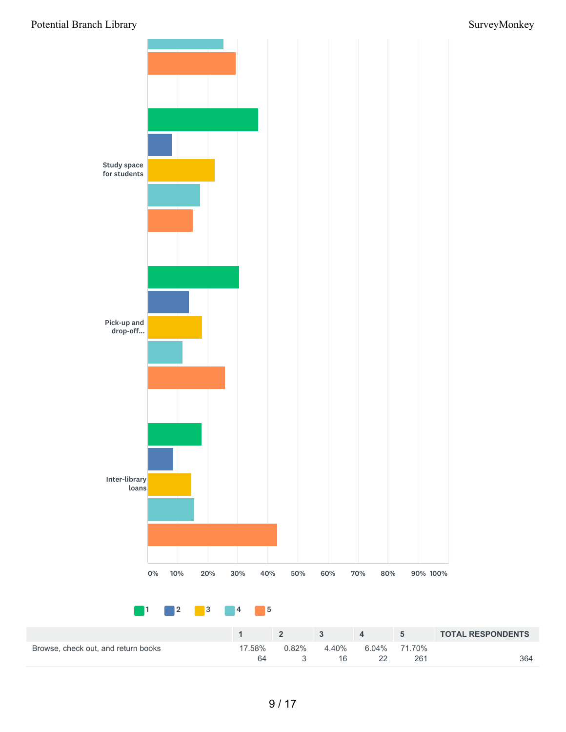Study space for students

Pick-up and drop-off...

Inter-library loans

0% 10% 20% 30% 40% 50% 60% 70% 80% 90% 100%

1 2 3 4 5

| | 1 | 2 | 3 | 4 | 5 | TOTAL RESPONDENTS |
|---|---|---|---|---|---|---|
| Browse, check out, and return books | 17.58%<br>64 | 0.82%<br>3 | 4.40%<br>16 | 6.04%<br>22 | 71.70%<br>261 | 364 |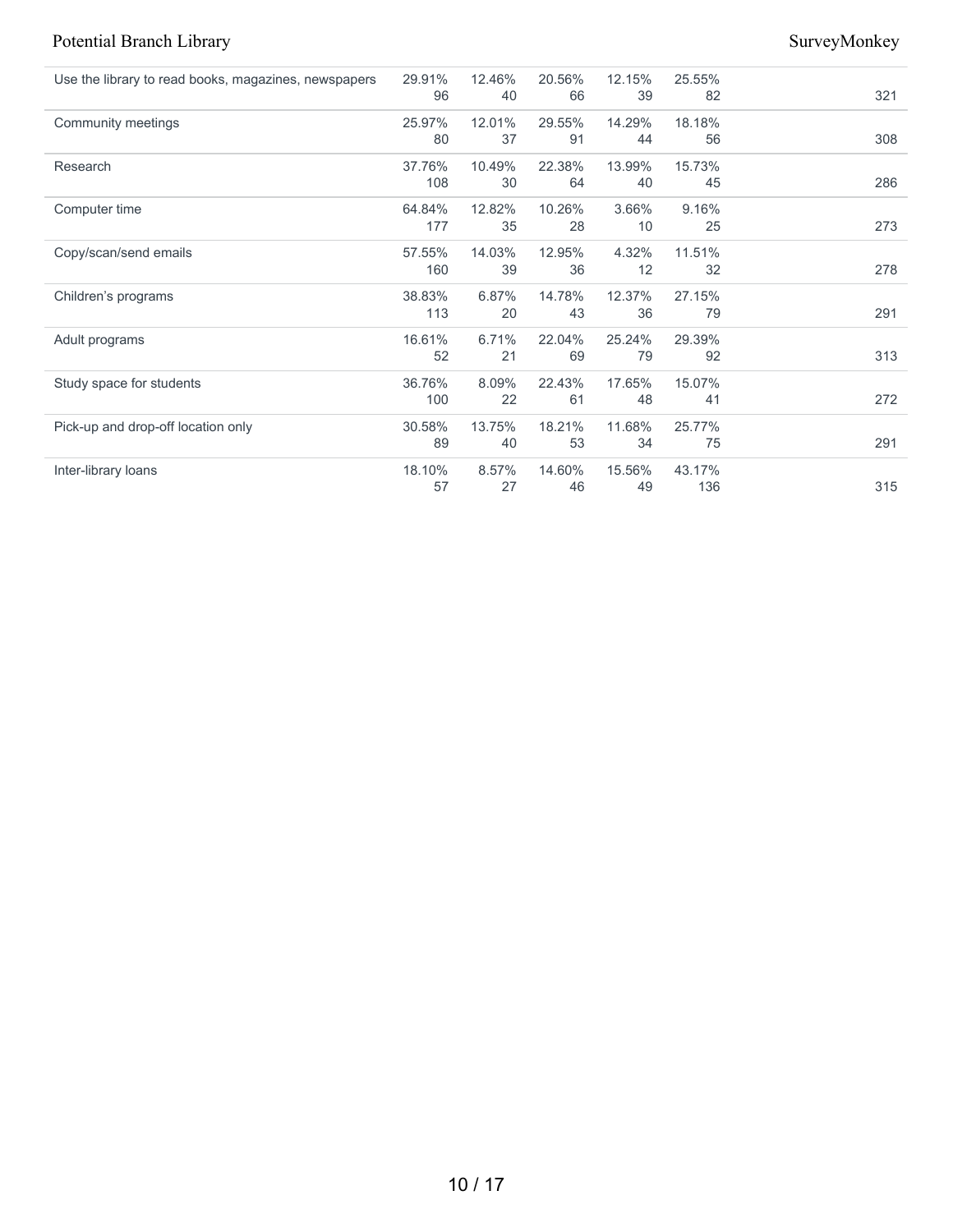| | | | | | | |
|---|---|---|---|---|---|---|
| Use the library to read books, magazines, newspapers | 29.91%<br>96 | 12.46%<br>40 | 20.56%<br>66 | 12.15%<br>39 | 25.55%<br>82 | 321 |
| Community meetings | 25.97%<br>80 | 12.01%<br>37 | 29.55%<br>91 | 14.29%<br>44 | 18.18%<br>56 | 308 |
| Research | 37.76%<br>108 | 10.49%<br>30 | 22.38%<br>64 | 13.99%<br>40 | 15.73%<br>45 | 286 |
| Computer time | 64.84%<br>177 | 12.82%<br>35 | 10.26%<br>28 | 3.66%<br>10 | 9.16%<br>25 | 273 |
| Copy/scan/send emails | 57.55%<br>160 | 14.03%<br>39 | 12.95%<br>36 | 4.32%<br>12 | 11.51%<br>32 | 278 |
| Children's programs | 38.83%<br>113 | 6.87%<br>20 | 14.78%<br>43 | 12.37%<br>36 | 27.15%<br>79 | 291 |
| Adult programs | 16.61%<br>52 | 6.71%<br>21 | 22.04%<br>69 | 25.24%<br>79 | 29.39%<br>92 | 313 |
| Study space for students | 36.76%<br>100 | 8.09%<br>22 | 22.43%<br>61 | 17.65%<br>48 | 15.07%<br>41 | 272 |
| Pick-up and drop-off location only | 30.58%<br>89 | 13.75%<br>40 | 18.21%<br>53 | 11.68%<br>34 | 25.77%<br>75 | 291 |
| Inter-library loans | 18.10%<br>57 | 8.57%<br>27 | 14.60%<br>46 | 15.56%<br>49 | 43.17%<br>136 | 315 |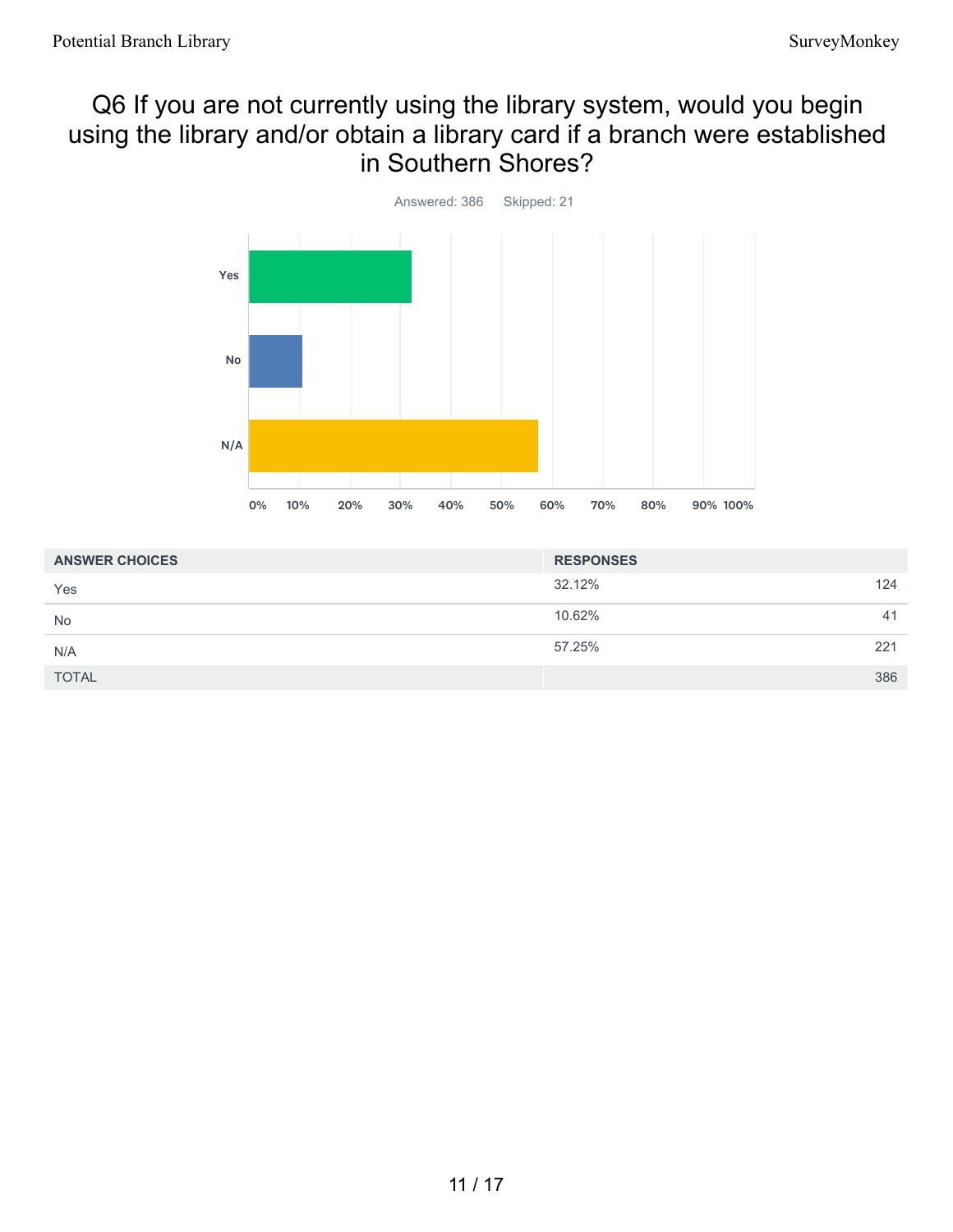## Q6 If you are not currently using the library system, would you begin using the library and/or obtain a library card if a branch were established in Southern Shores?

Answered: 386    Skipped: 21

| ANSWER CHOICES | RESPONSES | |
|---|---|---|
| Yes | 32.12% | 124 |
| No | 10.62% | 41 |
| N/A | 57.25% | 221 |
| TOTAL | | 386 |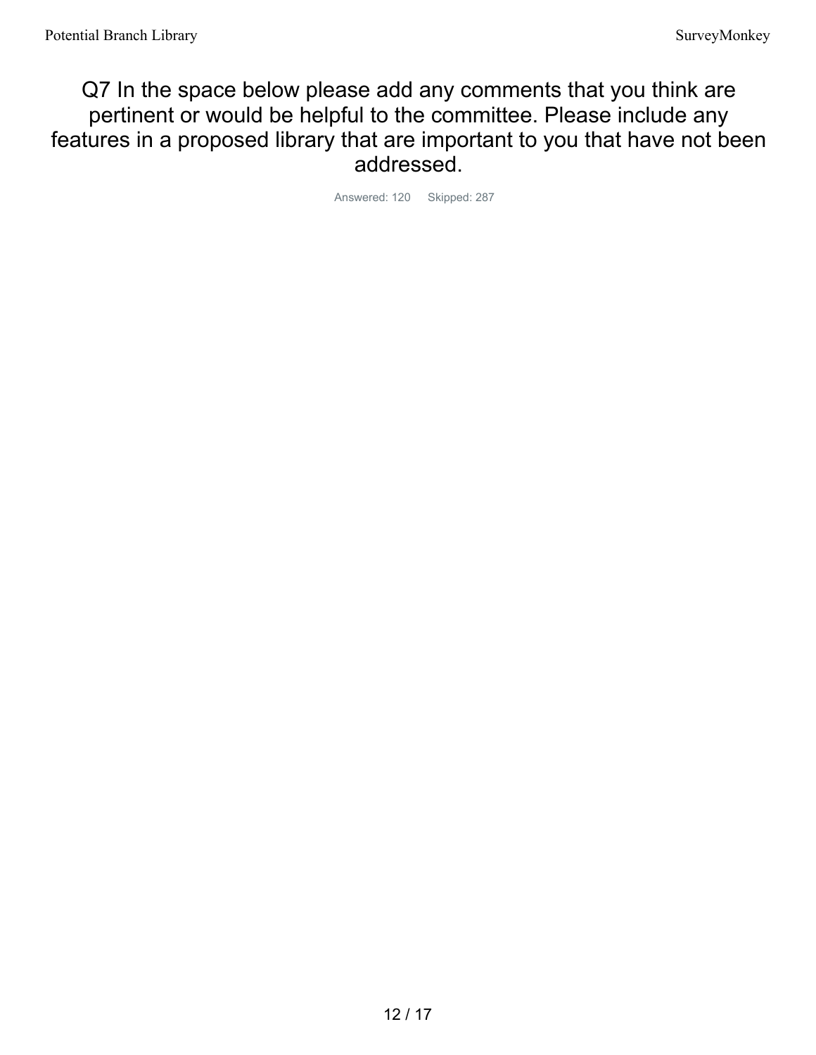# Q7 In the space below please add any comments that you think are pertinent or would be helpful to the committee. Please include any features in a proposed library that are important to you that have not been addressed.

Answered: 120 Skipped: 287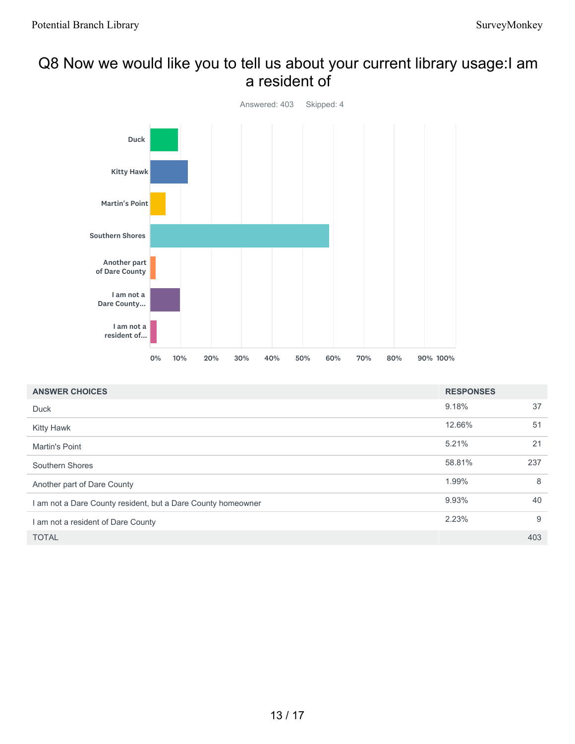## Q8 Now we would like you to tell us about your current library usage:I am a resident of

Answered: 403 Skipped: 4

| ANSWER CHOICES | RESPONSES | |
|---|---|---|
| Duck | 9.18% | 37 |
| Kitty Hawk | 12.66% | 51 |
| Martin's Point | 5.21% | 21 |
| Southern Shores | 58.81% | 237 |
| Another part of Dare County | 1.99% | 8 |
| I am not a Dare County resident, but a Dare County homeowner | 9.93% | 40 |
| I am not a resident of Dare County | 2.23% | 9 |
| TOTAL | | 403 |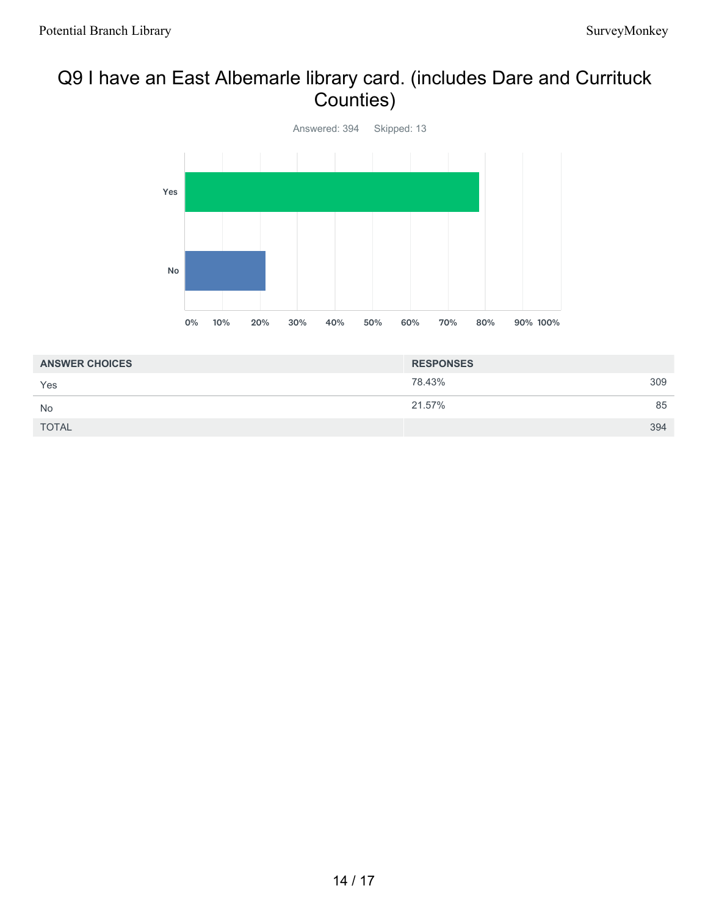# Q9 I have an East Albemarle library card. (includes Dare and Currituck Counties)

Answered: 394    Skipped: 13

| ANSWER CHOICES | RESPONSES | |
|---|---|---|
| Yes | 78.43% | 309 |
| No | 21.57% | 85 |
| TOTAL | | 394 |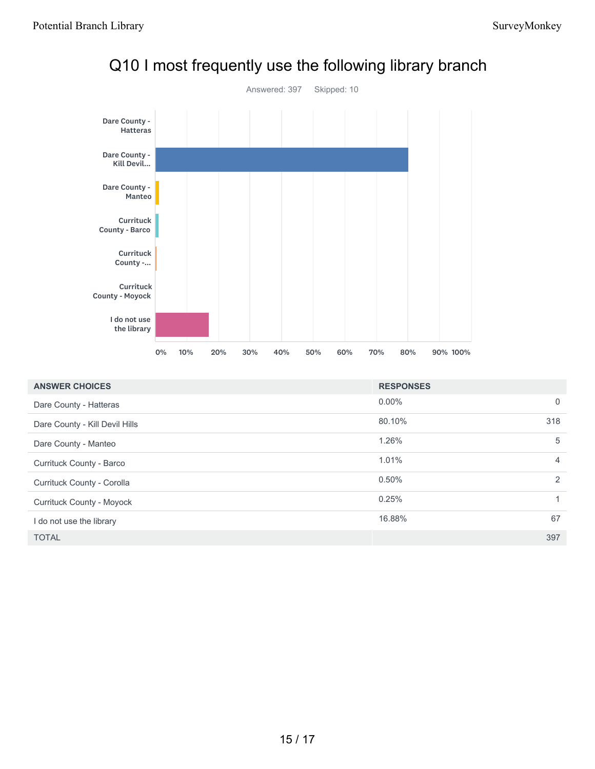# Q10 I most frequently use the following library branch

Answered: 397 Skipped: 10

| ANSWER CHOICES | RESPONSES | |
|---|---|---|
| Dare County - Hatteras | 0.00% | 0 |
| Dare County - Kill Devil Hills | 80.10% | 318 |
| Dare County - Manteo | 1.26% | 5 |
| Currituck County - Barco | 1.01% | 4 |
| Currituck County - Corolla | 0.50% | 2 |
| Currituck County - Moyock | 0.25% | 1 |
| I do not use the library | 16.88% | 67 |
| TOTAL | | 397 |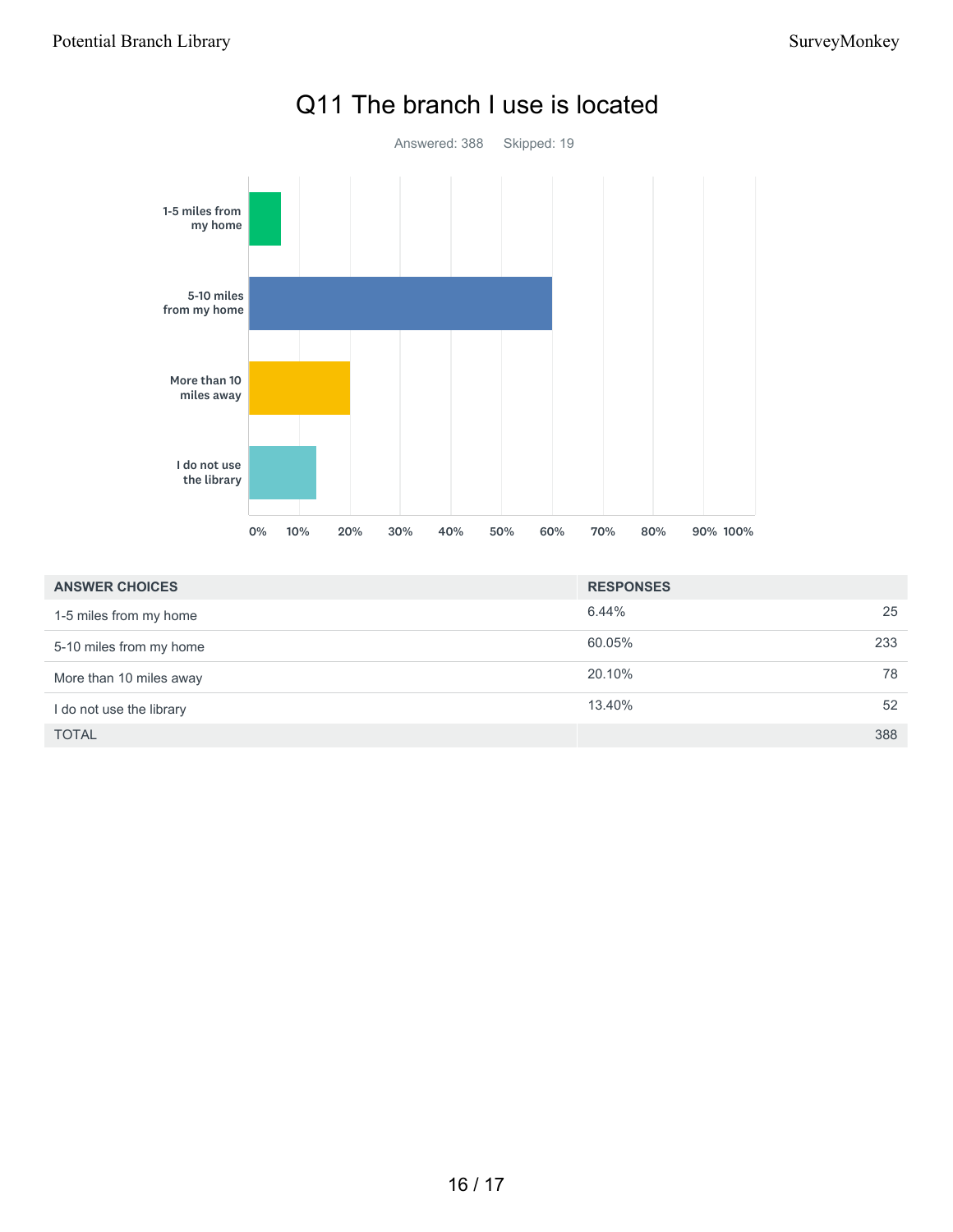# Q11 The branch I use is located

Answered: 388 Skipped: 19

| ANSWER CHOICES | RESPONSES | |
|---|---|---|
| 1-5 miles from my home | 6.44% | 25 |
| 5-10 miles from my home | 60.05% | 233 |
| More than 10 miles away | 20.10% | 78 |
| I do not use the library | 13.40% | 52 |
| TOTAL | | 388 |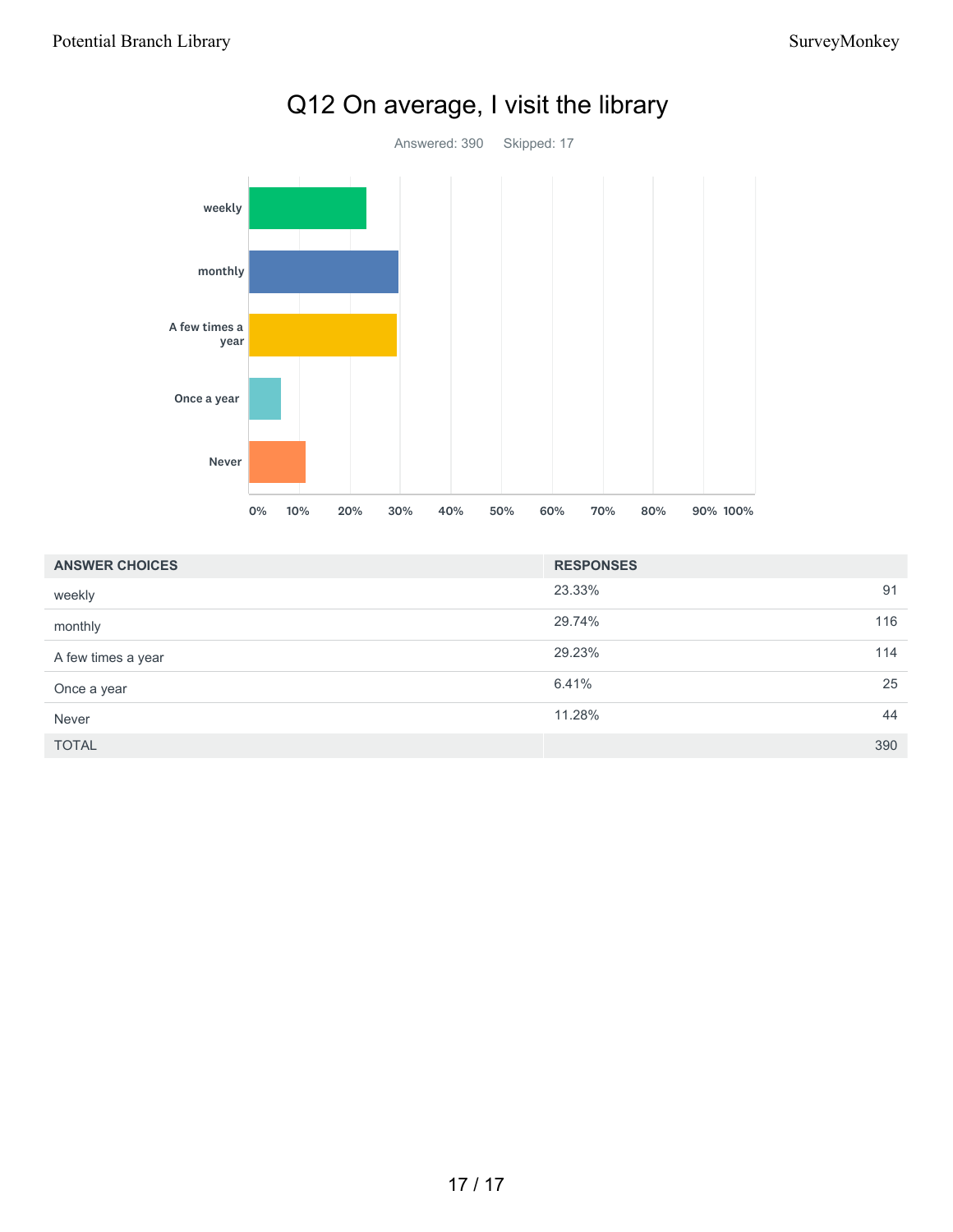# Q12 On average, I visit the library

Answered: 390 Skipped: 17

weekly

monthly

A few times a year

Once a year

Never

0% 10% 20% 30% 40% 50% 60% 70% 80% 90% 100%

| ANSWER CHOICES | RESPONSES | |
|---|---|---|
| weekly | 23.33% | 91 |
| monthly | 29.74% | 116 |
| A few times a year | 29.23% | 114 |
| Once a year | 6.41% | 25 |
| Never | 11.28% | 44 |
| TOTAL | | 390 |